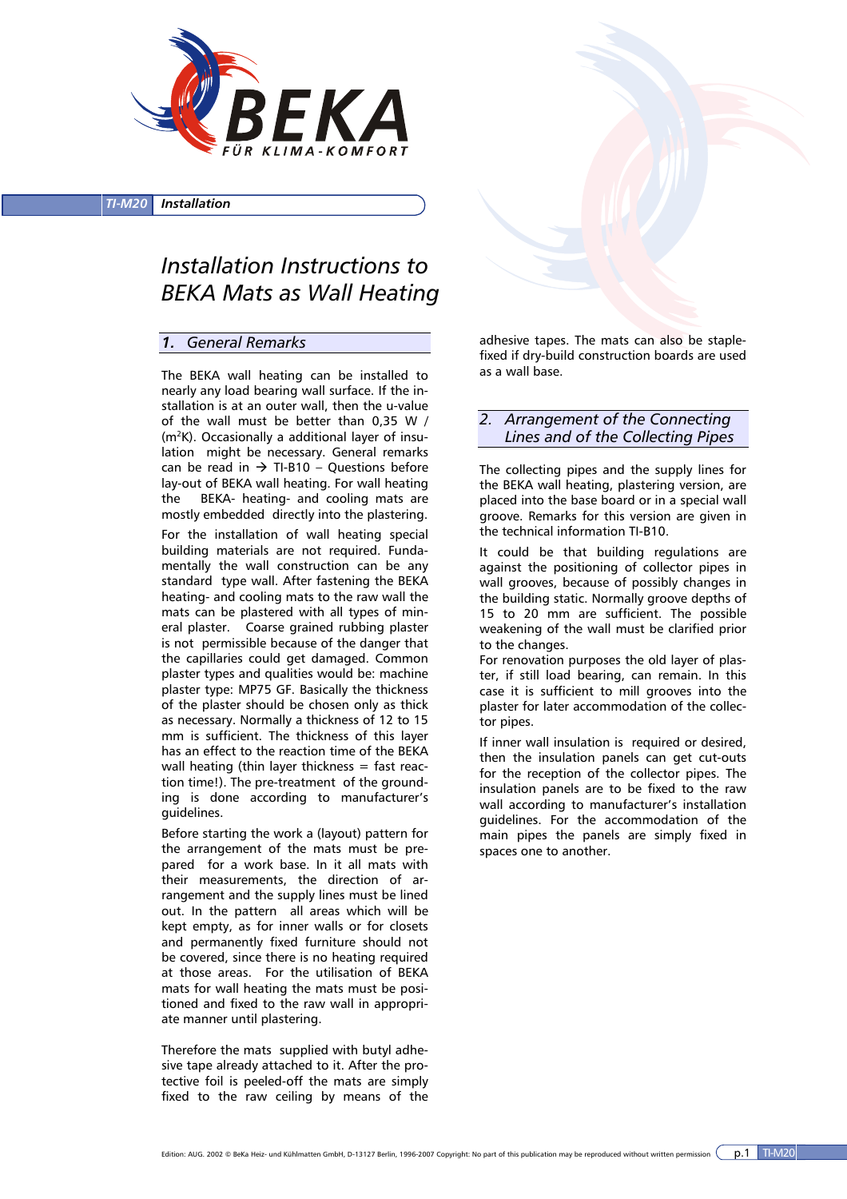TI-M20 **Installation**

# Installation Instructions to BEKA Mats as Wall Heating

## 1. General Remarks

The BEKA wall heating can be installed to nearly any load bearing wall surface. If the installation is at an outer wall, then the u-value of the wall must be better than 0,35 W / ($m^2$K). Occasionally a additional layer of insulation might be necessary. General remarks can be read in → TI-B10 – Questions before lay-out of BEKA wall heating. For wall heating the BEKA- heating- and cooling mats are mostly embedded directly into the plastering.

For the installation of wall heating special building materials are not required. Fundamentally the wall construction can be any standard type wall. After fastening the BEKA heating- and cooling mats to the raw wall the mats can be plastered with all types of mineral plaster. Coarse grained rubbing plaster is not permissible because of the danger that the capillaries could get damaged. Common plaster types and qualities would be: machine plaster type: MP75 GF. Basically the thickness of the plaster should be chosen only as thick as necessary. Normally a thickness of 12 to 15 mm is sufficient. The thickness of this layer has an effect to the reaction time of the BEKA wall heating (thin layer thickness = fast reaction time!). The pre-treatment of the grounding is done according to manufacturer's guidelines.

Before starting the work a (layout) pattern for the arrangement of the mats must be prepared for a work base. In it all mats with their measurements, the direction of arrangement and the supply lines must be lined out. In the pattern all areas which will be kept empty, as for inner walls or for closets and permanently fixed furniture should not be covered, since there is no heating required at those areas. For the utilisation of BEKA mats for wall heating the mats must be positioned and fixed to the raw wall in appropriate manner until plastering.

Therefore the mats supplied with butyl adhesive tape already attached to it. After the protective foil is peeled-off the mats are simply fixed to the raw ceiling by means of the adhesive tapes. The mats can also be staple-fixed if dry-build construction boards are used as a wall base.

## 2. Arrangement of the Connecting Lines and of the Collecting Pipes

The collecting pipes and the supply lines for the BEKA wall heating, plastering version, are placed into the base board or in a special wall groove. Remarks for this version are given in the technical information TI-B10.

It could be that building regulations are against the positioning of collector pipes in wall grooves, because of possibly changes in the building static. Normally groove depths of 15 to 20 mm are sufficient. The possible weakening of the wall must be clarified prior to the changes.

For renovation purposes the old layer of plaster, if still load bearing, can remain. In this case it is sufficient to mill grooves into the plaster for later accommodation of the collector pipes.

If inner wall insulation is required or desired, then the insulation panels can get cut-outs for the reception of the collector pipes. The insulation panels are to be fixed to the raw wall according to manufacturer's installation guidelines. For the accommodation of the main pipes the panels are simply fixed in spaces one to another.

Edition: AUG. 2002 © BeKa Heiz- und Kühlmatten GmbH, D-13127 Berlin, 1996-2007 Copyright: No part of this publication may be reproduced without written permission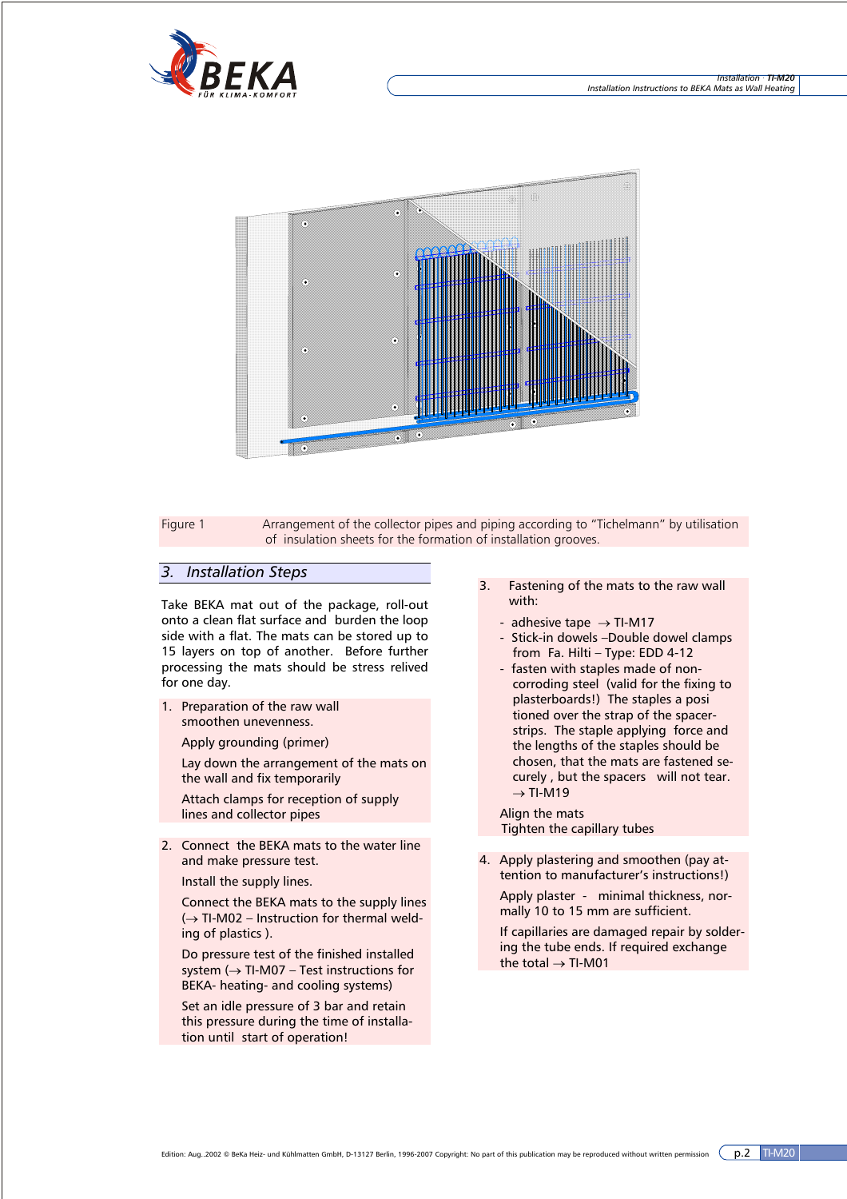Figure 1 Arrangement of the collector pipes and piping according to "Tichelmann" by utilisation of insulation sheets for the formation of installation grooves.

## 3. Installation Steps

Take BEKA mat out of the package, roll-out onto a clean flat surface and burden the loop side with a flat. The mats can be stored up to 15 layers on top of another. Before further processing the mats should be stress relived for one day.

1. Preparation of the raw wall smoothen unevenness.

   Apply grounding (primer)

   Lay down the arrangement of the mats on the wall and fix temporarily

   Attach clamps for reception of supply lines and collector pipes

2. Connect the BEKA mats to the water line and make pressure test.

   Install the supply lines.

   Connect the BEKA mats to the supply lines (→ TI-M02 – Instruction for thermal welding of plastics ).

   Do pressure test of the finished installed system (→ TI-M07 – Test instructions for BEKA- heating- and cooling systems)

   Set an idle pressure of 3 bar and retain this pressure during the time of installation until start of operation!

3. Fastening of the mats to the raw wall with:
   - adhesive tape → TI-M17
   - Stick-in dowels –Double dowel clamps from Fa. Hilti – Type: EDD 4-12
   - fasten with staples made of non-corroding steel (valid for the fixing to plasterboards!) The staples a positioned over the strap of the spacer-strips. The staple applying force and the lengths of the staples should be chosen, that the mats are fastened securely , but the spacers will not tear. → TI-M19

   Align the mats
   Tighten the capillary tubes

4. Apply plastering and smoothen (pay attention to manufacturer's instructions!)

   Apply plaster - minimal thickness, normally 10 to 15 mm are sufficient.

   If capillaries are damaged repair by soldering the tube ends. If required exchange the total → TI-M01